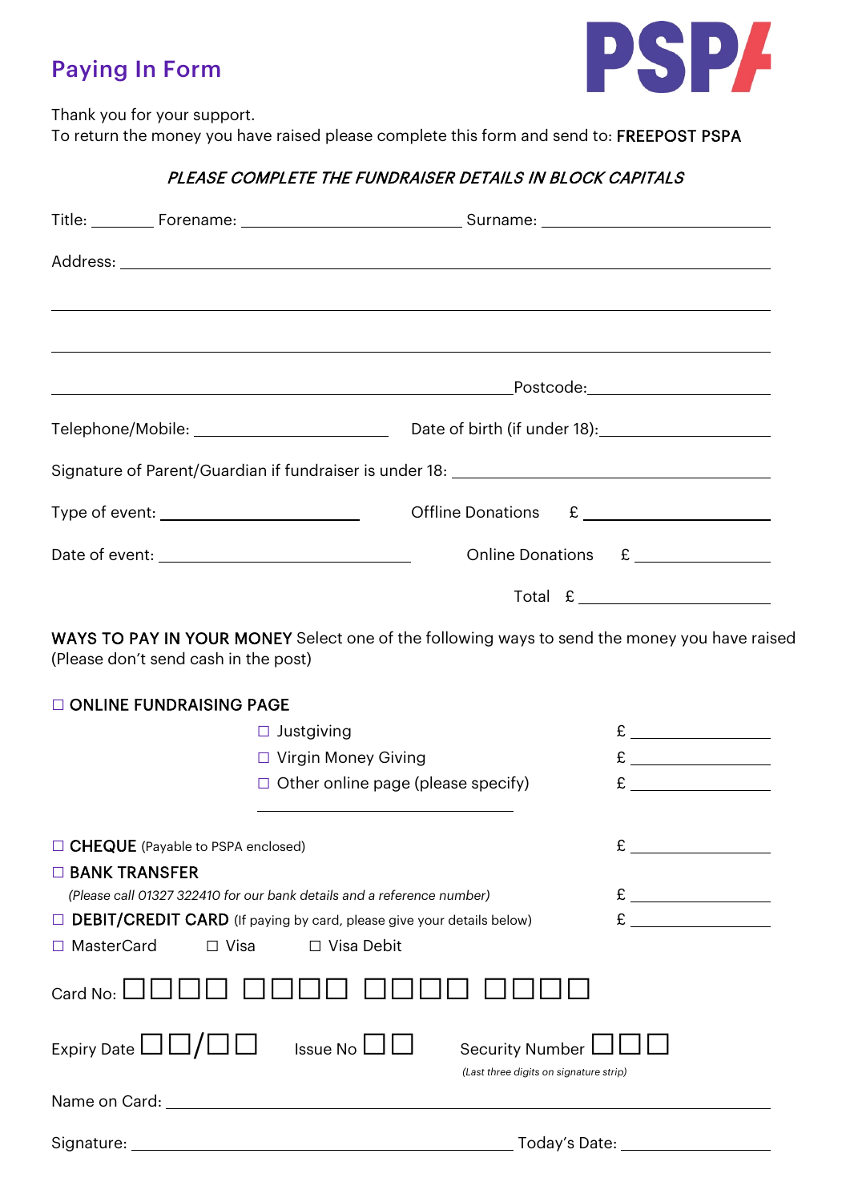# Paying In Form

PSPA

Thank you for your support.
To return the money you have raised please complete this form and send to: **FREEPOST PSPA**

***PLEASE COMPLETE THE FUNDRAISER DETAILS IN BLOCK CAPITALS***

Title: ________ Forename: ____________________________ Surname: ____________________________

Address: ______________________________________________________________________________

_______________________________________________________________________________________

_______________________________________________________________________________________

__________________________________________________________ Postcode: ___________________

Telephone/Mobile: ________________________ Date of birth (if under 18): ____________________

Signature of Parent/Guardian if fundraiser is under 18: ________________________________________

Type of event: ________________________ Offline Donations £ ________________________

Date of event: ________________________________ Online Donations £ ________________

Total £ ________________________

**WAYS TO PAY IN YOUR MONEY** Select one of the following ways to send the money you have raised (Please don't send cash in the post)

☐ **ONLINE FUNDRAISING PAGE**

- ☐ Justgiving £ ________________
- ☐ Virgin Money Giving £ ________________
- ☐ Other online page (please specify) £ ________________

________________________________

☐ **CHEQUE** (Payable to PSPA enclosed) £ ________________

☐ **BANK TRANSFER**

*(Please call 01327 322410 for our bank details and a reference number)* £ ________________

☐ **DEBIT/CREDIT CARD** (If paying by card, please give your details below) £ ________________

☐ MasterCard ☐ Visa ☐ Visa Debit

Card No: ☐☐☐☐ ☐☐☐☐ ☐☐☐☐ ☐☐☐☐

Expiry Date ☐☐/☐☐ Issue No ☐☐ Security Number ☐☐☐

*(Last three digits on signature strip)*

Name on Card: ________________________________________________________________________

Signature: ________________________________________________ Today's Date: __________________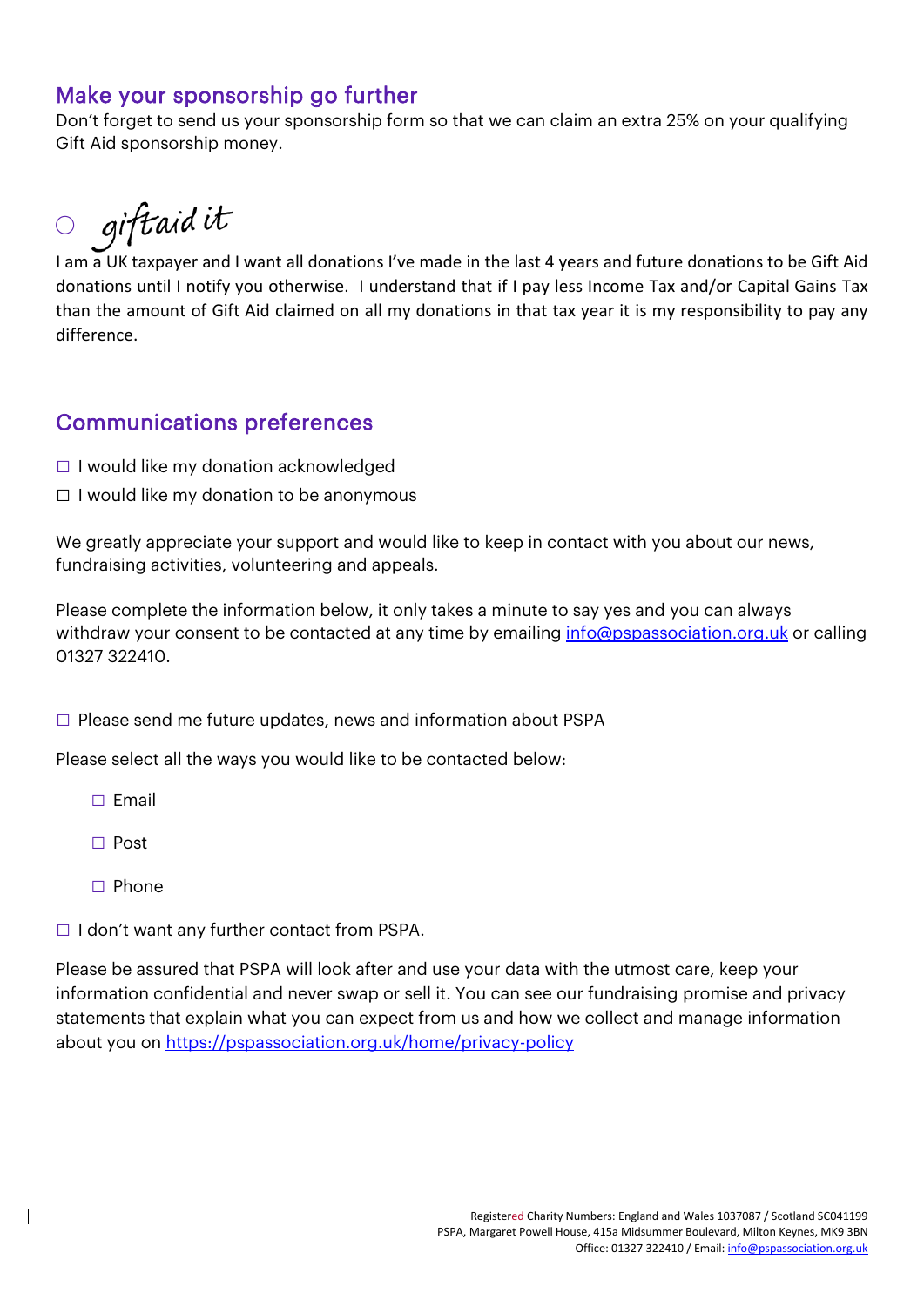## Make your sponsorship go further

Don't forget to send us your sponsorship form so that we can claim an extra 25% on your qualifying Gift Aid sponsorship money.

○ giftaid it

I am a UK taxpayer and I want all donations I've made in the last 4 years and future donations to be Gift Aid donations until I notify you otherwise. I understand that if I pay less Income Tax and/or Capital Gains Tax than the amount of Gift Aid claimed on all my donations in that tax year it is my responsibility to pay any difference.

## Communications preferences

☐ I would like my donation acknowledged

☐ I would like my donation to be anonymous

We greatly appreciate your support and would like to keep in contact with you about our news, fundraising activities, volunteering and appeals.

Please complete the information below, it only takes a minute to say yes and you can always withdraw your consent to be contacted at any time by emailing info@pspassociation.org.uk or calling 01327 322410.

☐ Please send me future updates, news and information about PSPA

Please select all the ways you would like to be contacted below:

- ☐ Email
- ☐ Post
- ☐ Phone

☐ I don't want any further contact from PSPA.

Please be assured that PSPA will look after and use your data with the utmost care, keep your information confidential and never swap or sell it. You can see our fundraising promise and privacy statements that explain what you can expect from us and how we collect and manage information about you on https://pspassociation.org.uk/home/privacy-policy

Registered Charity Numbers: England and Wales 1037087 / Scotland SC041199
PSPA, Margaret Powell House, 415a Midsummer Boulevard, Milton Keynes, MK9 3BN
Office: 01327 322410 / Email: info@pspassociation.org.uk